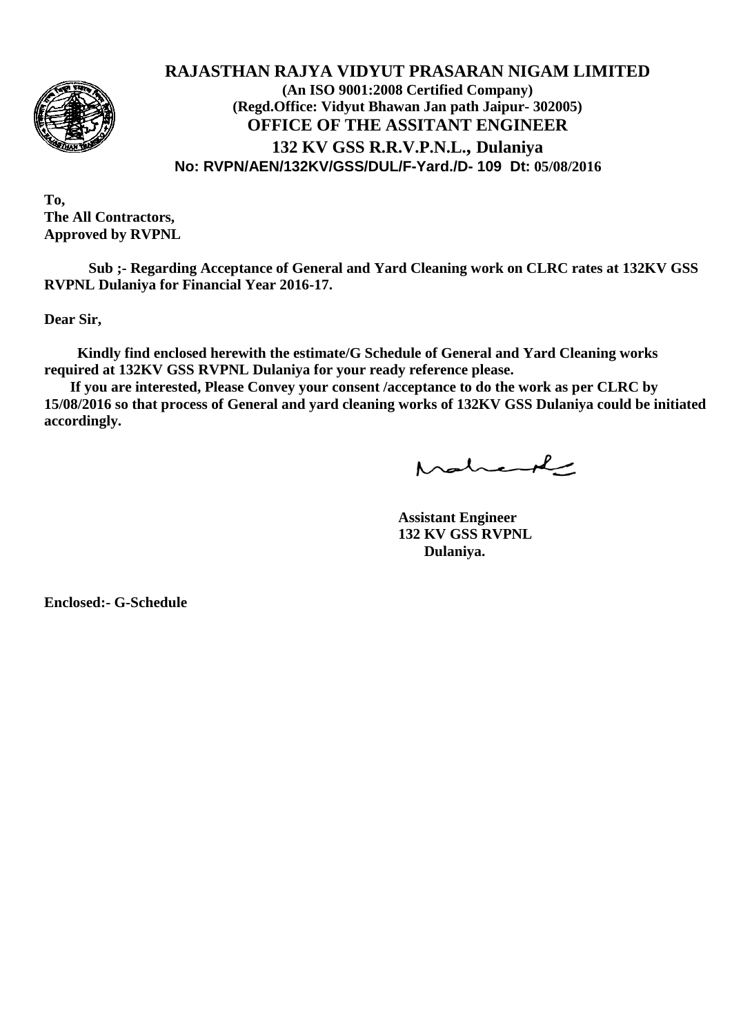# RAJASTHAN RAJYA VIDYUT PRASARAN NIGAM LIMITED

**(An ISO 9001:2008 Certified Company)**
**(Regd.Office: Vidyut Bhawan Jan path Jaipur- 302005)**

## OFFICE OF THE ASSITANT ENGINEER

## 132 KV GSS R.R.V.P.N.L., Dulaniya

**No: RVPN/AEN/132KV/GSS/DUL/F-Yard./D- 109 Dt: 05/08/2016**

**To,**
**The All Contractors,**
**Approved by RVPNL**

**Sub ;- Regarding Acceptance of General and Yard Cleaning work on CLRC rates at 132KV GSS RVPNL Dulaniya for Financial Year 2016-17.**

**Dear Sir,**

**Kindly find enclosed herewith the estimate/G Schedule of General and Yard Cleaning works required at 132KV GSS RVPNL Dulaniya for your ready reference please.**

**If you are interested, Please Convey your consent /acceptance to do the work as per CLRC by 15/08/2016 so that process of General and yard cleaning works of 132KV GSS Dulaniya could be initiated accordingly.**

**Assistant Engineer**
**132 KV GSS RVPNL**
**Dulaniya.**

**Enclosed:- G-Schedule**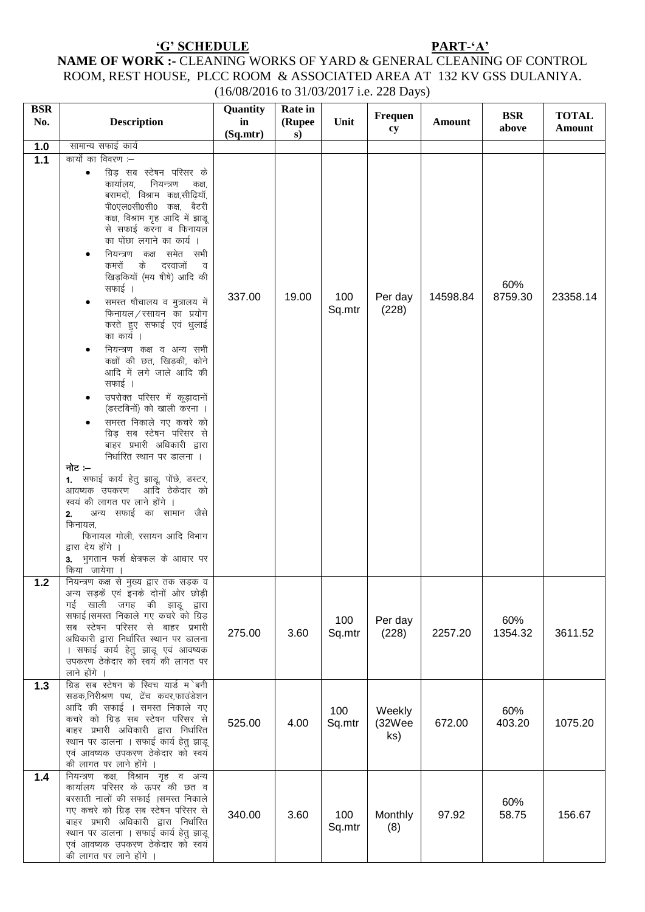**'G' SCHEDULE** **PART-'A'**

**NAME OF WORK :-** CLEANING WORKS OF YARD & GENERAL CLEANING OF CONTROL ROOM, REST HOUSE, PLCC ROOM & ASSOCIATED AREA AT 132 KV GSS DULANIYA.

(16/08/2016 to 31/03/2017 i.e. 228 Days)

| BSR No. | Description | Quantity in (Sq.mtr) | Rate in (Rupees) | Unit | Frequency | Amount | BSR above | TOTAL Amount |
|---|---|---|---|---|---|---|---|---|
| 1.0 | सामान्य सफाई कार्य | | | | | | | |
| 1.1 | कार्यों का विवरण :– <br>• ग्रिड़ सब स्टेषन परिसर के कार्यालय, नियन्त्रण कक्ष, बरामदों, विश्राम कक्ष,सीढ़ियॉ, पी0एल0सी0सी0 कक्ष, बैटरी कक्ष, विश्राम गृह आदि में झाडू से सफाई करना व फिनायल का पोंछा लगाने का कार्य ।<br>• नियन्त्रण कक्ष समेत सभी कमरों के दरवाजों व खिड़कियों (मय षीषे) आदि की सफाई ।<br>• समस्त षौचालय व मुत्रालय में फिनायल/रसायन का प्रयोग करते हुए सफाई एवं धुलाई का कार्य ।<br>• नियन्त्रण कक्ष व अन्य सभी कक्षों की छत, खिड़की, कोने आदि में लगे जाले आदि की सफाई ।<br>• उपरोक्त परिसर में कूड़ादानों (डस्टबिनों) को खाली करना ।<br>• समस्त निकाले गए कचरे को ग्रिड़ सब स्टेषन परिसर से बाहर प्रभारी अधिकारी द्वारा निर्धारित स्थान पर डालना ।<br>**नोट :–**<br>**1.** सफाई कार्य हेतु झाडू, पोंछे, डस्टर, आवष्यक उपकरण आदि ठेकेदार को स्वयं की लागत पर लाने होंगे ।<br>**2.** अन्य सफाई का सामान जैसे फिनायल, फिनायल गोली, रसायन आदि विभाग द्वारा देय होंगे ।<br>**3.** भुगतान फर्श क्षेत्रफल के आधार पर किया जायेगा । | 337.00 | 19.00 | 100 Sq.mtr | Per day (228) | 14598.84 | 60% 8759.30 | 23358.14 |
| 1.2 | नियन्त्रण कक्ष से मुख्य द्वार तक सड़क व अन्य सड़कें एवं इनके दोनों ओर छोड़ी गई खाली जगह की झाडू द्वारा सफाई ।समस्त निकाले गए कचरे को ग्रिड़ सब स्टेषन परिसर से बाहर प्रभारी अधिकारी द्वारा निर्धारित स्थान पर डालना । सफाई कार्य हेतु झाडू एवं आवष्यक उपकरण ठेकेदार को स्वयं की लागत पर लाने होंगे । | 275.00 | 3.60 | 100 Sq.mtr | Per day (228) | 2257.20 | 60% 1354.32 | 3611.52 |
| 1.3 | ग्रिड़ सब स्टेषन के स्विच यार्ड म`बनी सड़क,निरीश्रण पथ, ट्रेंच कवर,फाउंडेशन आदि की सफाई । समस्त निकाले गए कचरे को ग्रिड़ सब स्टेषन परिसर से बाहर प्रभारी अधिकारी द्वारा निर्धारित स्थान पर डालना । सफाई कार्य हेतु झाडू एवं आवष्यक उपकरण ठेकेदार को स्वयं की लागत पर लाने होंगे । | 525.00 | 4.00 | 100 Sq.mtr | Weekly (32Weeks) | 672.00 | 60% 403.20 | 1075.20 |
| 1.4 | नियन्त्रण कक्ष, विश्राम गृह व अन्य कार्यालय परिसर के ऊपर की छत व बरसाती नालों की सफाई ।समस्त निकाले गए कचरे को ग्रिड़ सब स्टेषन परिसर से बाहर प्रभारी अधिकारी द्वारा निर्धारित स्थान पर डालना । सफाई कार्य हेतु झाडू एवं आवष्यक उपकरण ठेकेदार को स्वयं की लागत पर लाने होंगे । | 340.00 | 3.60 | 100 Sq.mtr | Monthly (8) | 97.92 | 60% 58.75 | 156.67 |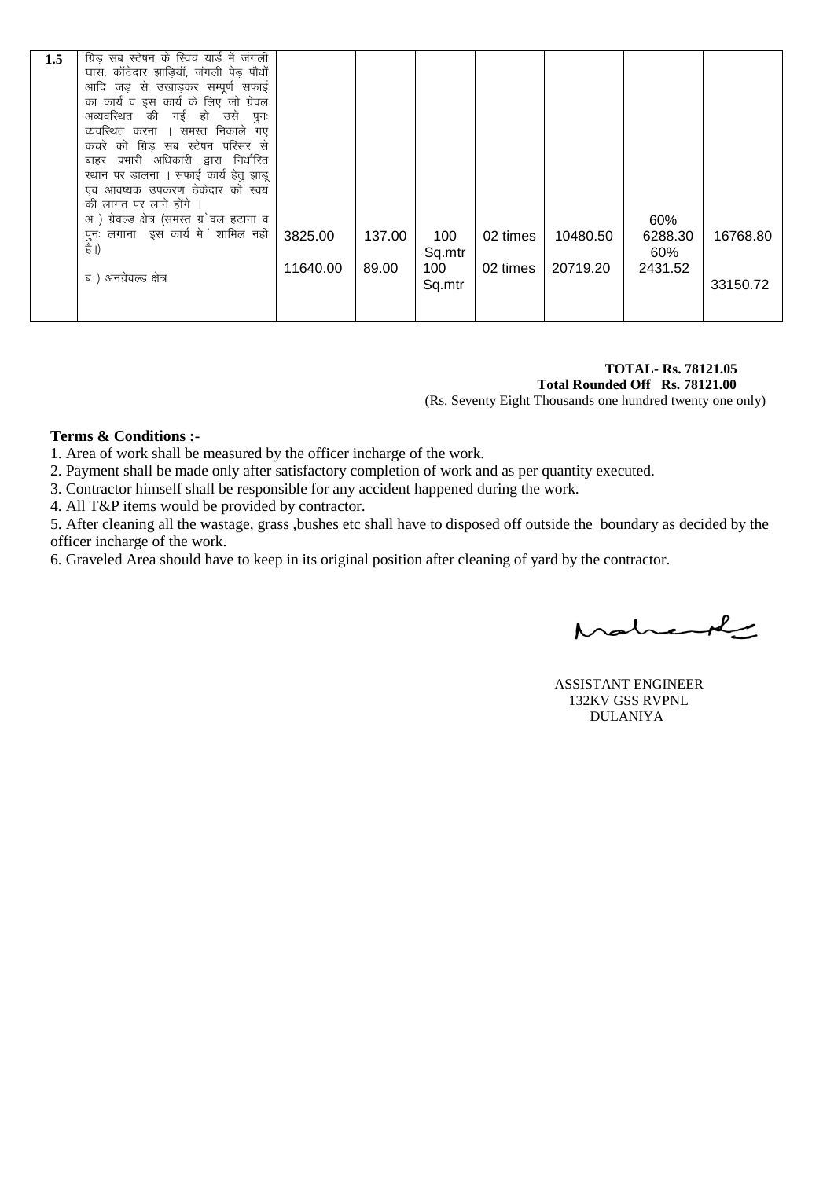| | | | | | | | | |
|---|---|---|---|---|---|---|---|---|
| 1.5 | ग्रिड़ सब स्टेषन के स्विच यार्ड में जंगली घास, कॉटेदार झाड़ियॉ, जंगली पेड़ पौधों आदि जड़ से उखाड़कर सम्पूर्ण सफाई का कार्य व इस कार्य के लिए जो ग्रेवल अव्यवस्थित की गई हो उसे पुनः व्यवस्थित करना । समस्त निकाले गए कचरे को ग्रिड़ सब स्टेषन परिसर से बाहर प्रभारी अधिकारी द्वारा निर्धारित स्थान पर डालना । सफाई कार्य हेतु झाडू एवं आवष्यक उपकरण ठेकेदार को स्वयं की लागत पर लाने होंगे । | | | | | | | |
| | अ ) ग्रेवल्ड क्षेत्र (समस्त ग्रेवल हटाना व पुनः लगाना इस कार्य मे शामिल नही है।) | 3825.00 | 137.00 | 100 Sq.mtr | 02 times | 10480.50 | 60% 6288.30 | 16768.80 |
| | ब ) अनग्रेवल्ड क्षेत्र | 11640.00 | 89.00 | 100 Sq.mtr | 02 times | 20719.20 | 60% 2431.52 | 33150.72 |

**TOTAL- Rs. 78121.05**
**Total Rounded Off Rs. 78121.00**
(Rs. Seventy Eight Thousands one hundred twenty one only)

**Terms & Conditions :-**

1. Area of work shall be measured by the officer incharge of the work.
2. Payment shall be made only after satisfactory completion of work and as per quantity executed.
3. Contractor himself shall be responsible for any accident happened during the work.
4. All T&P items would be provided by contractor.
5. After cleaning all the wastage, grass ,bushes etc shall have to disposed off outside the boundary as decided by the officer incharge of the work.
6. Graveled Area should have to keep in its original position after cleaning of yard by the contractor.

ASSISTANT ENGINEER
132KV GSS RVPNL
DULANIYA